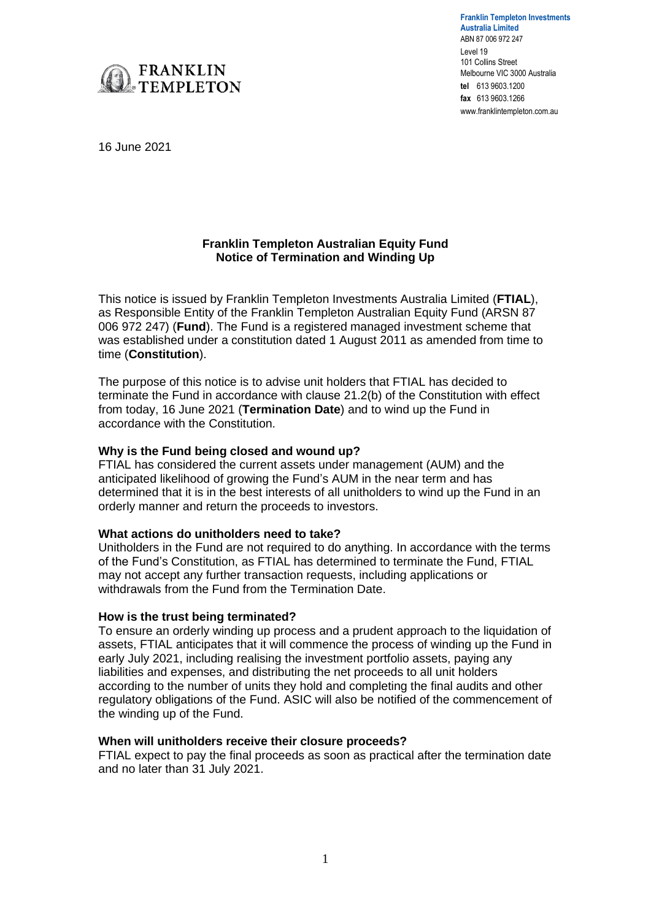**Franklin Templeton Investments Australia Limited**
ABN 87 006 972 247
Level 19
101 Collins Street
Melbourne VIC 3000 Australia
**tel** 613 9603.1200
**fax** 613 9603.1266
www.franklintempleton.com.au

16 June 2021

**Franklin Templeton Australian Equity Fund**
**Notice of Termination and Winding Up**

This notice is issued by Franklin Templeton Investments Australia Limited (**FTIAL**), as Responsible Entity of the Franklin Templeton Australian Equity Fund (ARSN 87 006 972 247) (**Fund**). The Fund is a registered managed investment scheme that was established under a constitution dated 1 August 2011 as amended from time to time (**Constitution**).

The purpose of this notice is to advise unit holders that FTIAL has decided to terminate the Fund in accordance with clause 21.2(b) of the Constitution with effect from today, 16 June 2021 (**Termination Date**) and to wind up the Fund in accordance with the Constitution.

**Why is the Fund being closed and wound up?**
FTIAL has considered the current assets under management (AUM) and the anticipated likelihood of growing the Fund's AUM in the near term and has determined that it is in the best interests of all unitholders to wind up the Fund in an orderly manner and return the proceeds to investors.

**What actions do unitholders need to take?**
Unitholders in the Fund are not required to do anything. In accordance with the terms of the Fund's Constitution, as FTIAL has determined to terminate the Fund, FTIAL may not accept any further transaction requests, including applications or withdrawals from the Fund from the Termination Date.

**How is the trust being terminated?**
To ensure an orderly winding up process and a prudent approach to the liquidation of assets, FTIAL anticipates that it will commence the process of winding up the Fund in early July 2021, including realising the investment portfolio assets, paying any liabilities and expenses, and distributing the net proceeds to all unit holders according to the number of units they hold and completing the final audits and other regulatory obligations of the Fund. ASIC will also be notified of the commencement of the winding up of the Fund.

**When will unitholders receive their closure proceeds?**
FTIAL expect to pay the final proceeds as soon as practical after the termination date and no later than 31 July 2021.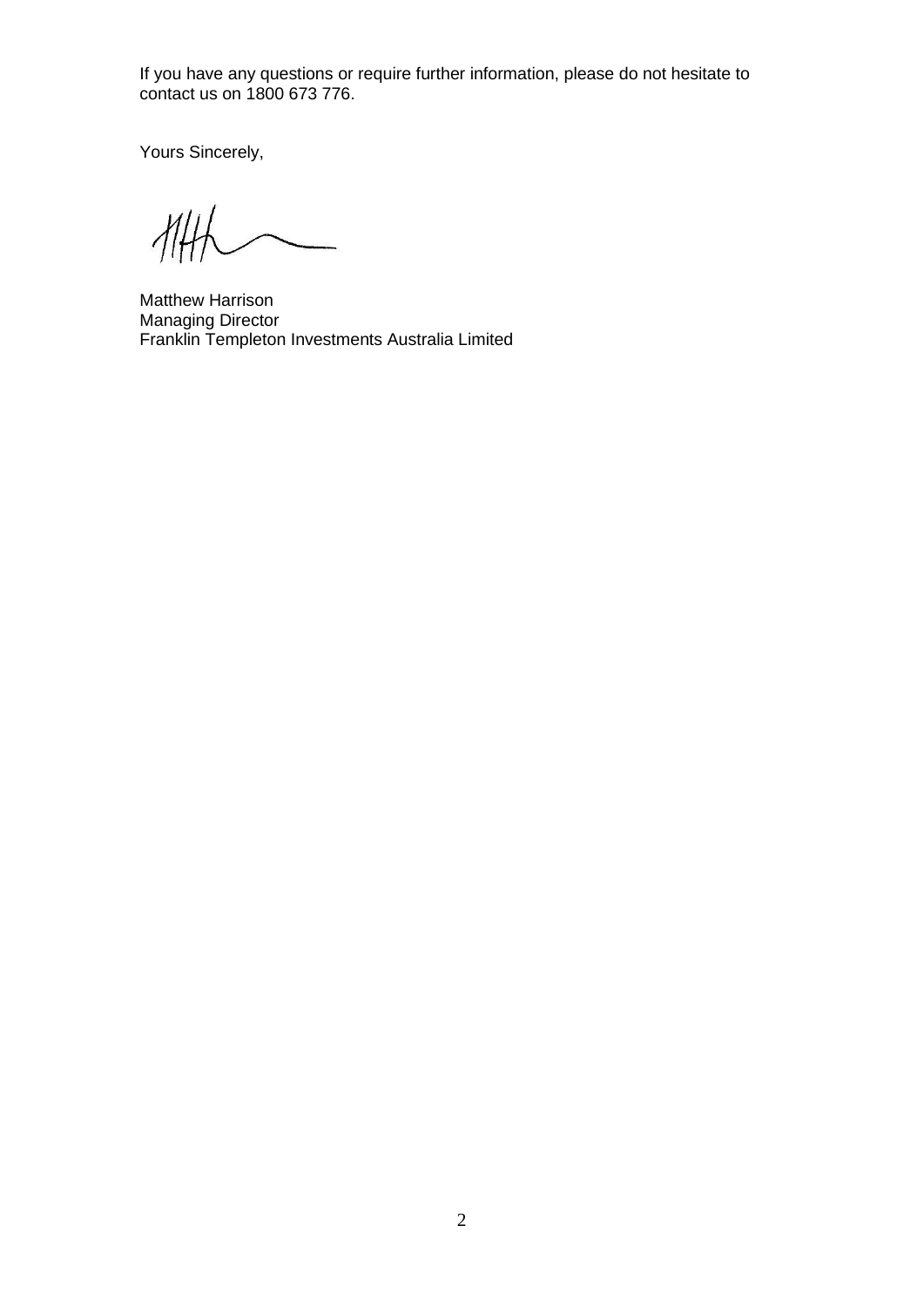If you have any questions or require further information, please do not hesitate to contact us on 1800 673 776.

Yours Sincerely,

Matthew Harrison
Managing Director
Franklin Templeton Investments Australia Limited